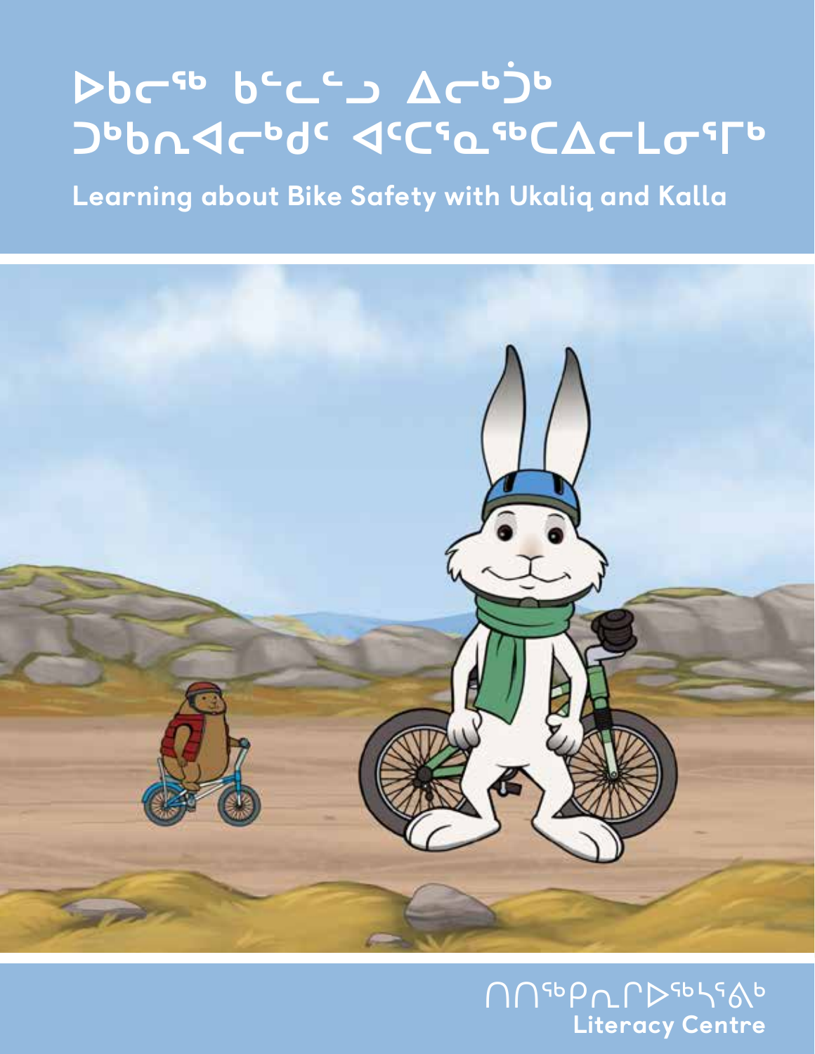# ᐅᑲᓕᖅ ᑲᓪᓚᓪᓗ ᐃᓕᒃᑰᒃ ᑐᒃᑲᑎᐊᓕᒃᑯᑦ ᐊᑦᑕᕐᓇᖅᑕᐃᓕᒪᓂᕐᒥᒃ

**Learning about Bike Safety with Ukaliq and Kalla**

ᑎᑎᖅᑭᓇᕐᒥᐅᖅᓴᕐᕕᒃ
**Literacy Centre**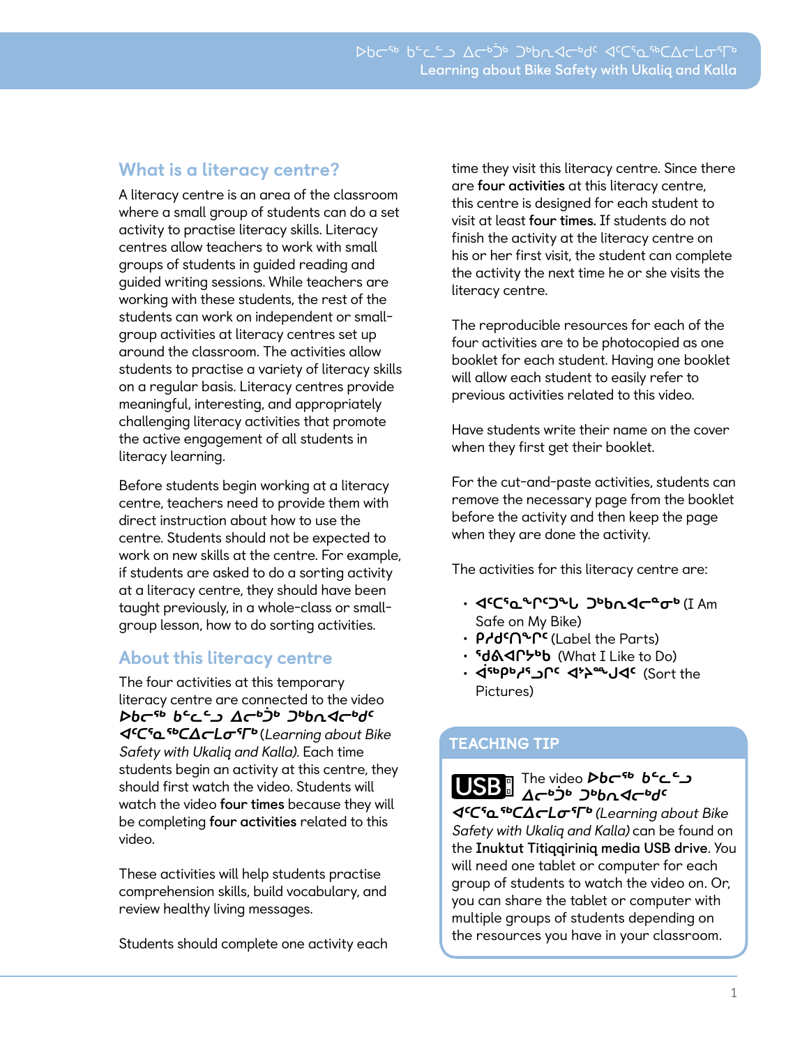## What is a literacy centre?

A literacy centre is an area of the classroom where a small group of students can do a set activity to practise literacy skills. Literacy centres allow teachers to work with small groups of students in guided reading and guided writing sessions. While teachers are working with these students, the rest of the students can work on independent or small-group activities at literacy centres set up around the classroom. The activities allow students to practise a variety of literacy skills on a regular basis. Literacy centres provide meaningful, interesting, and appropriately challenging literacy activities that promote the active engagement of all students in literacy learning.

Before students begin working at a literacy centre, teachers need to provide them with direct instruction about how to use the centre. Students should not be expected to work on new skills at the centre. For example, if students are asked to do a sorting activity at a literacy centre, they should have been taught previously, in a whole-class or small-group lesson, how to do sorting activities.

## About this literacy centre

The four activities at this temporary literacy centre are connected to the video ***ᐅᑲᓕᖅ ᑲᓪᓚᓪᓗ ᐃᓕᕝᓅᒃ ᑐᒃᑎᐊᓕᒃᑯᑦ ᐊᑦᑕᕐᓇᖅᑕᐃᓕᒪᓂᕐᒥᒃ*** (*Learning about Bike Safety with Ukaliq and Kalla*). Each time students begin an activity at this centre, they should first watch the video. Students will watch the video **four times** because they will be completing **four activities** related to this video.

These activities will help students practise comprehension skills, build vocabulary, and review healthy living messages.

Students should complete one activity each time they visit this literacy centre. Since there are **four activities** at this literacy centre, this centre is designed for each student to visit at least **four times.** If students do not finish the activity at the literacy centre on his or her first visit, the student can complete the activity the next time he or she visits the literacy centre.

The reproducible resources for each of the four activities are to be photocopied as one booklet for each student. Having one booklet will allow each student to easily refer to previous activities related to this video.

Have students write their name on the cover when they first get their booklet.

For the cut-and-paste activities, students can remove the necessary page from the booklet before the activity and then keep the page when they are done the activity.

The activities for this literacy centre are:

- **ᐊᑦᑕᕐᓈᖏᑦᑐᖓ ᑐᒃᑎᐊᓕᖕᓂᒃ** (I Am Safe on My Bike)
- **ᑭᓯᑯᑎᖏᑦ** (Label the Parts)
- **ᖁᕕᐊᒋᔭᒃ** (What I Like to Do)
- **ᐋᖅᑭᓯᕐᓗᒋᑦ ᐊᔾᔨᖑᐊᑦ** (Sort the Pictures)

## TEACHING TIP

USB The video ***ᐅᑲᓕᖅ ᑲᓪᓚᓪᓗ ᐃᓕᕝᓅᒃ ᑐᒃᑎᐊᓕᒃᑯᑦ ᐊᑦᑕᕐᓇᖅᑕᐃᓕᒪᓂᕐᒥᒃ*** (*Learning about Bike Safety with Ukaliq and Kalla*) can be found on the **Inuktut Titiqqiriniq media USB drive**. You will need one tablet or computer for each group of students to watch the video on. Or, you can share the tablet or computer with multiple groups of students depending on the resources you have in your classroom.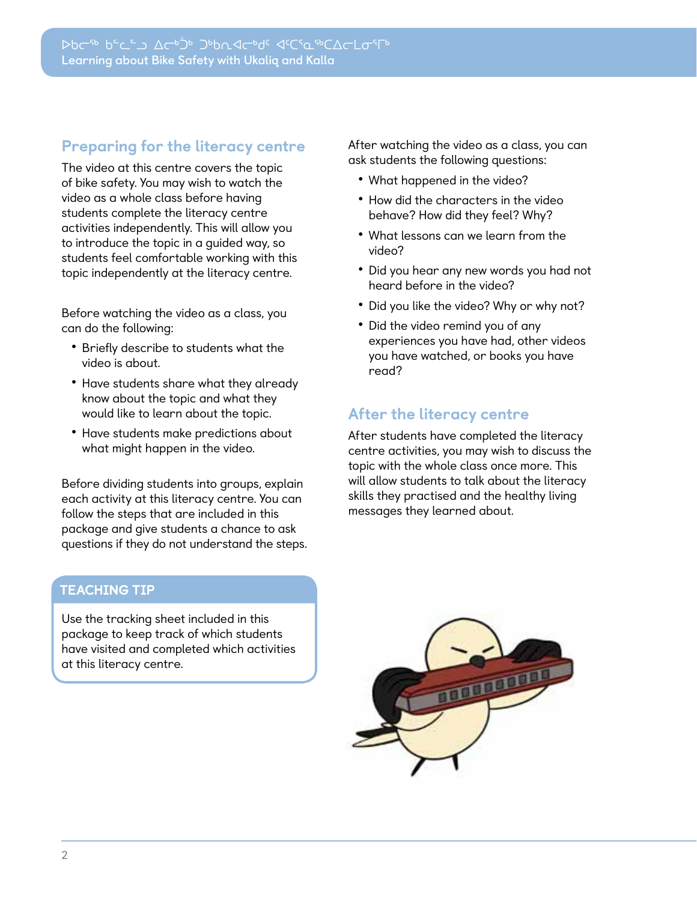## Preparing for the literacy centre

The video at this centre covers the topic of bike safety. You may wish to watch the video as a whole class before having students complete the literacy centre activities independently. This will allow you to introduce the topic in a guided way, so students feel comfortable working with this topic independently at the literacy centre.

Before watching the video as a class, you can do the following:

- Briefly describe to students what the video is about.
- Have students share what they already know about the topic and what they would like to learn about the topic.
- Have students make predictions about what might happen in the video.

Before dividing students into groups, explain each activity at this literacy centre. You can follow the steps that are included in this package and give students a chance to ask questions if they do not understand the steps.

### TEACHING TIP

Use the tracking sheet included in this package to keep track of which students have visited and completed which activities at this literacy centre.

After watching the video as a class, you can ask students the following questions:

- What happened in the video?
- How did the characters in the video behave? How did they feel? Why?
- What lessons can we learn from the video?
- Did you hear any new words you had not heard before in the video?
- Did you like the video? Why or why not?
- Did the video remind you of any experiences you have had, other videos you have watched, or books you have read?

## After the literacy centre

After students have completed the literacy centre activities, you may wish to discuss the topic with the whole class once more. This will allow students to talk about the literacy skills they practised and the healthy living messages they learned about.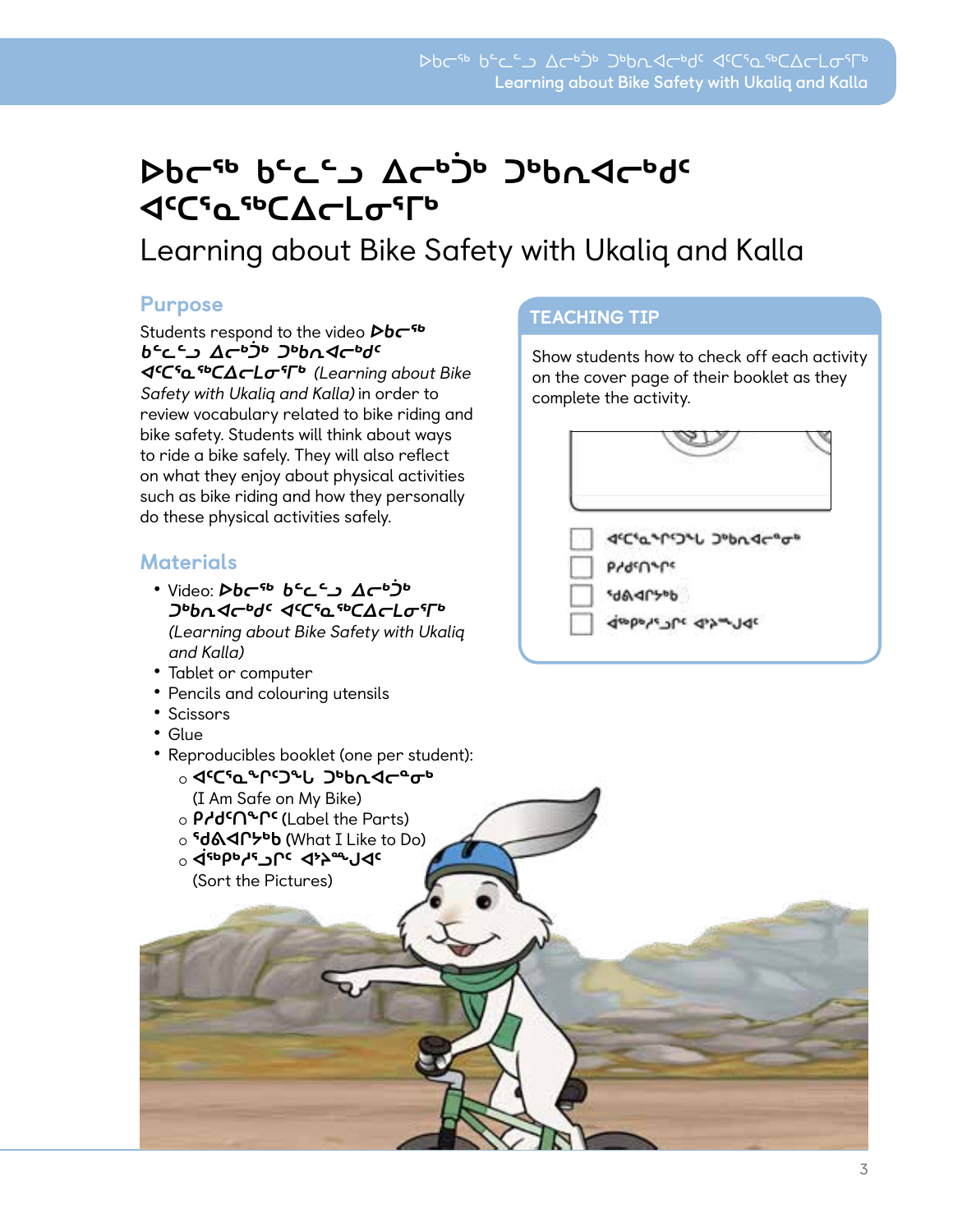# ᐅᑲᓕᖅ ᑲᓪᓚᓪᓗ ᐃᓕᒃᑰᒃ ᑐᒃᑲᕆᐊᓕᒃᑯᑦ ᐊᑦᑕᕐᓇᖅᑕᐃᓕᒪᓂᕐᒥᒃ

Learning about Bike Safety with Ukaliq and Kalla

## Purpose

Students respond to the video **ᐅᑲᓕᖅ ᑲᓪᓚᓪᓗ ᐃᓕᒃᑰᒃ ᑐᒃᑲᕆᐊᓕᒃᑯᑦ ᐊᑦᑕᕐᓇᖅᑕᐃᓕᒪᓂᕐᒥᒃ** *(Learning about Bike Safety with Ukaliq and Kalla)* in order to review vocabulary related to bike riding and bike safety. Students will think about ways to ride a bike safely. They will also reflect on what they enjoy about physical activities such as bike riding and how they personally do these physical activities safely.

## Materials

- Video: **ᐅᑲᓕᖅ ᑲᓪᓚᓪᓗ ᐃᓕᒃᑰᒃ ᑐᒃᑲᕆᐊᓕᒃᑯᑦ ᐊᑦᑕᕐᓇᖅᑕᐃᓕᒪᓂᕐᒥᒃ** *(Learning about Bike Safety with Ukaliq and Kalla)*
- Tablet or computer
- Pencils and colouring utensils
- Scissors
- Glue
- Reproducibles booklet (one per student):
  - **ᐊᑦᑕᕐᓇᙱᑦᑐᖓ ᑐᒃᑲᕆᐊᓕᖕᓂᒃ** (I Am Safe on My Bike)
  - **ᑭᓱᑦᑎᖏᑦ** (Label the Parts)
  - **ᖁᕕᐊᒋᔭᒃᑲ** (What I Like to Do)
  - **ᐋᖅᑭᒃᓱᖅᓯᑦ ᐊᔾᔨᙳᐊᑦ** (Sort the Pictures)

## TEACHING TIP

Show students how to check off each activity on the cover page of their booklet as they complete the activity.

- [ ] ᐊᑦᑕᕐᓇᙱᑦᑐᖓ ᑐᒃᑲᕆᐊᓕᖕᓂᒃ
- [ ] ᑭᓱᑦᑎᖏᑦ
- [ ] ᖁᕕᐊᒋᔭᒃᑲ
- [ ] ᐋᖅᑭᒃᓱᖅᓯᑦ ᐊᔾᔨᙳᐊᑦ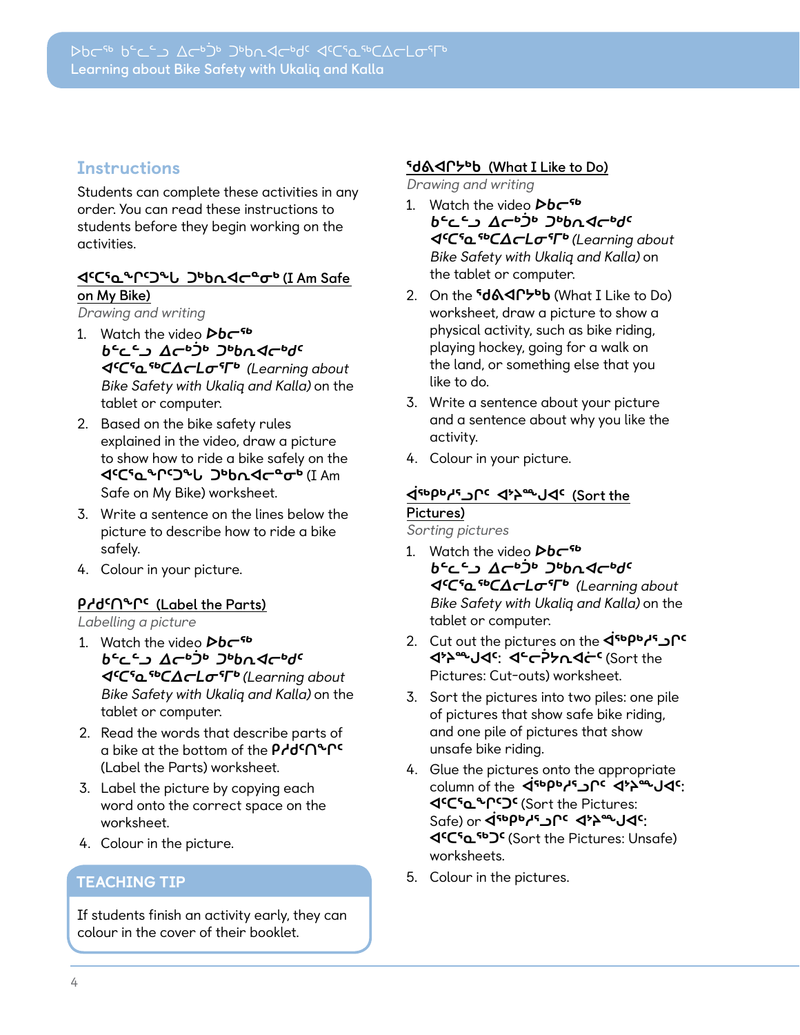## Instructions

Students can complete these activities in any order. You can read these instructions to students before they begin working on the activities.

### ᐊᑦᑕᖅᓯᕆᑦᑐᖓ ᑐᒃᓯᐊᓂᖕᓂᒃ (I Am Safe on My Bike)

*Drawing and writing*

1. Watch the video **ᐅᑲᓕᖅ ᑲᓪᓚᓗ ᐃᓕᒃᑰᒃ ᑐᒃᓯᐊᓕᒃᑯᑦ ᐊᑦᑕᓇᖅᑕᐃᓕᒪᓂᕐᒥᒃ** *(Learning about Bike Safety with Ukaliq and Kalla)* on the tablet or computer.
2. Based on the bike safety rules explained in the video, draw a picture to show how to ride a bike safely on the **ᐊᑦᑕᖅᓯᕆᑦᑐᖓ ᑐᒃᓯᐊᓂᖕᓂᒃ** (I Am Safe on My Bike) worksheet.
3. Write a sentence on the lines below the picture to describe how to ride a bike safely.
4. Colour in your picture.

### ᑭᓯᑯᑦᑎᖕᓂᑦ (Label the Parts)

*Labelling a picture*

1. Watch the video **ᐅᑲᓕᖅ ᑲᓪᓚᓗ ᐃᓕᒃᑰᒃ ᑐᒃᓯᐊᓕᒃᑯᑦ ᐊᑦᑕᓇᖅᑕᐃᓕᒪᓂᕐᒥᒃ** *(Learning about Bike Safety with Ukaliq and Kalla)* on the tablet or computer.
2. Read the words that describe parts of a bike at the bottom of the **ᑭᓯᑯᑦᑎᖕᓂᑦ** (Label the Parts) worksheet.
3. Label the picture by copying each word onto the correct space on the worksheet.
4. Colour in the picture.

### TEACHING TIP

If students finish an activity early, they can colour in the cover of their booklet.

### ᖁᕕᐊᒋᔭᒃᑲ (What I Like to Do)

*Drawing and writing*

1. Watch the video **ᐅᑲᓕᖅ ᑲᓪᓚᓗ ᐃᓕᒃᑰᒃ ᑐᒃᓯᐊᓕᒃᑯᑦ ᐊᑦᑕᓇᖅᑕᐃᓕᒪᓂᕐᒥᒃ** *(Learning about Bike Safety with Ukaliq and Kalla)* on the tablet or computer.
2. On the **ᖁᕕᐊᒋᔭᒃᑲ** (What I Like to Do) worksheet, draw a picture to show a physical activity, such as bike riding, playing hockey, going for a walk on the land, or something else that you like to do.
3. Write a sentence about your picture and a sentence about why you like the activity.
4. Colour in your picture.

### ᐋᖅᑭᒃᓱᓗᒋᑦ ᐊᔾᔨᙳᐊᑦ (Sort the Pictures)

*Sorting pictures*

1. Watch the video **ᐅᑲᓕᖅ ᑲᓪᓚᓗ ᐃᓕᒃᑰᒃ ᑐᒃᓯᐊᓕᒃᑯᑦ ᐊᑦᑕᓇᖅᑕᐃᓕᒪᓂᕐᒥᒃ** *(Learning about Bike Safety with Ukaliq and Kalla)* on the tablet or computer.
2. Cut out the pictures on the **ᐋᖅᑭᒃᓱᓗᒋᑦ ᐊᔾᔨᙳᐊᑦ: ᐊᑦᓕᑰᔭᕆᐊᓖᑦ** (Sort the Pictures: Cut-outs) worksheet.
3. Sort the pictures into two piles: one pile of pictures that show safe bike riding, and one pile of pictures that show unsafe bike riding.
4. Glue the pictures onto the appropriate column of the **ᐋᖅᑭᒃᓱᓗᒋᑦ ᐊᔾᔨᙳᐊᑦ: ᐊᑦᑕᖅᓯᕆᑦᑐᑦ** (Sort the Pictures: Safe) or **ᐋᖅᑭᒃᓱᓗᒋᑦ ᐊᔾᔨᙳᐊᑦ: ᐊᑦᑕᓇᖅᑐᑦ** (Sort the Pictures: Unsafe) worksheets.
5. Colour in the pictures.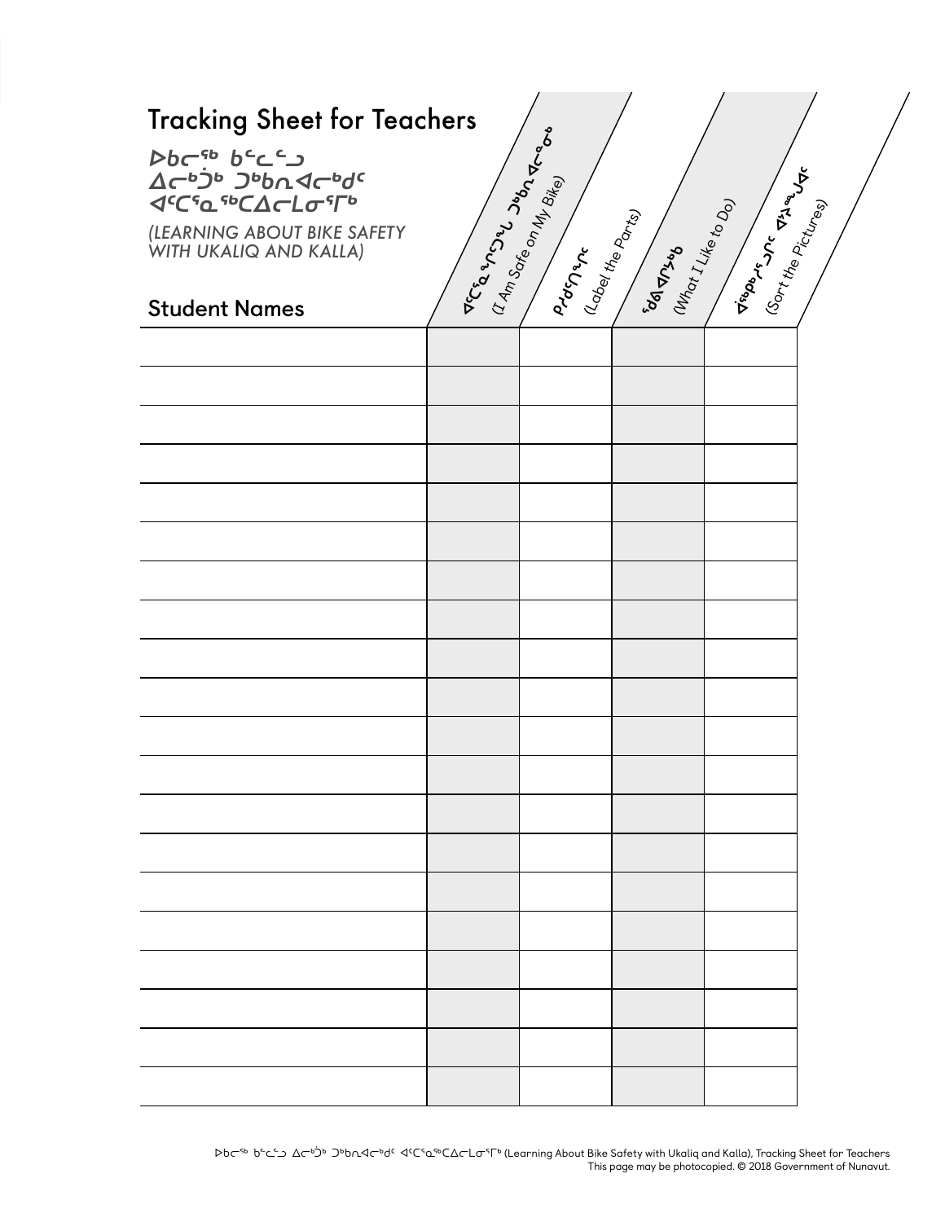# Tracking Sheet for Teachers

***ᐅᑲᓕᖅ ᑳᓛᓗ ᐃᓕᒃᑑᒃ ᑐᒃᑲᐃᓕᕐᓂ ᐊᑦᑕᕐᓇᖅᑕᐃᓕᒪᓂᕐᒥᒃ***

*(LEARNING ABOUT BIKE SAFETY WITH UKALIQ AND KALLA)*

| Student Names | ᐊᑦᑕᕐᓇᙱᑦᑐᖓ ᑐᒃᑲᐃᓕᕐᓂᒃᑯᓂ (I Am Safe on My Bike) | ᐱᑦᓯᑦᑎᙱᑦ (Label the Parts) | ᖁᕕᐊᒋᔭᒃ (What I Like to Do) | ᐋᖅᑭᒃᓱᑦᑎᑦ ᐊᔾᔨᙳᐊᑦ (Sort the Pictures) |
|---|---|---|---|---|
| | | | | |
| | | | | |
| | | | | |
| | | | | |
| | | | | |
| | | | | |
| | | | | |
| | | | | |
| | | | | |
| | | | | |
| | | | | |
| | | | | |
| | | | | |
| | | | | |
| | | | | |
| | | | | |
| | | | | |
| | | | | |
| | | | | |
| | | | | |

ᐅᑲᓕᖅ ᑳᓛᓗ ᐃᓕᒃᑑᒃ ᑐᒃᑲᐃᓕᕐᓂ ᐊᑦᑕᕐᓇᖅᑕᐃᓕᒪᓂᕐᒥᒃ (Learning About Bike Safety with Ukaliq and Kalla), Tracking Sheet for Teachers
This page may be photocopied. © 2018 Government of Nunavut.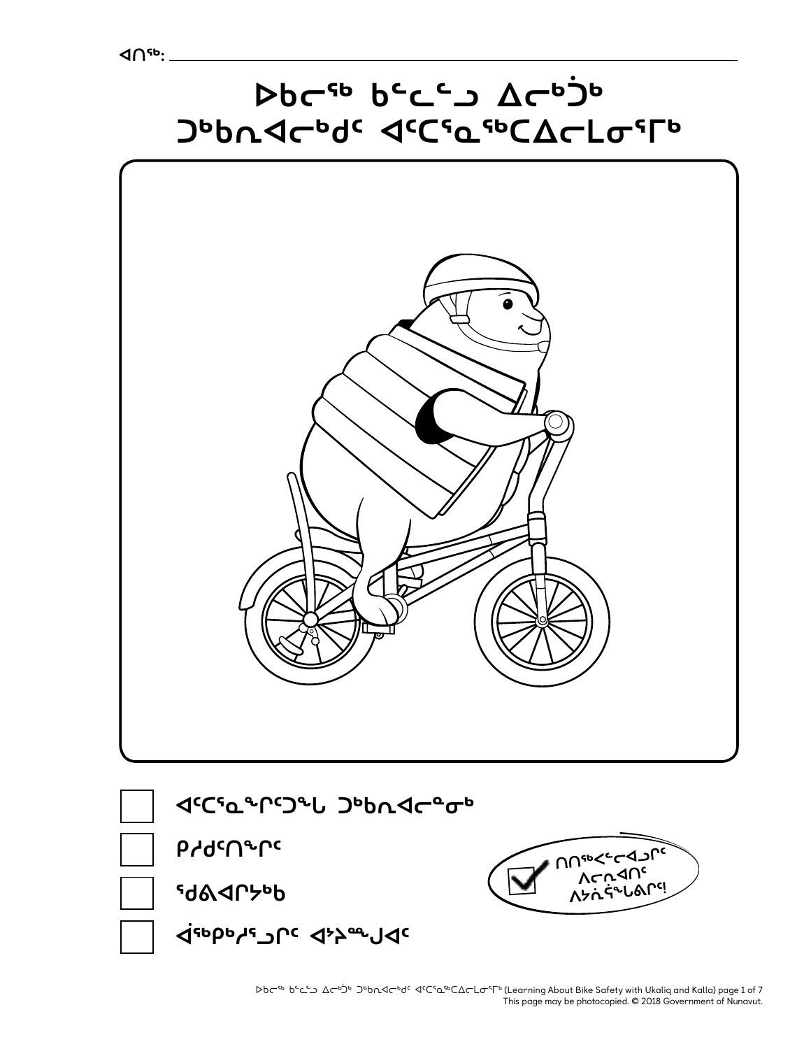ᐊᑎᖅ: ___________________________

# ᐅᑲᓕᖅ ᑲᓪᓚᓪᓗ ᐃᓕᕝᕕᒃᑯᓪᓗ ᑐᑦᑕᐃᓯᐅᑎᓕᕆᓂᖅ ᐊᑦᑕᕐᓇᖅᑕᐃᓕᒪᓂᕐᒥᒃ

- [ ] ᐊᑦᑕᕐᓇᖏᑦᑐᖕᒋᑐᖅ ᑐᒃᑲᓇᐊᓕᓐᓂᒃ
- [ ] ᑭᓯᑯᑎᖏᑦ
- [ ] ᖁᕕᐊᒋᔭᒃ
- [ ] ᐋᖅᑭᒃᓯᕐᓗᑎᑦ ᐊᔾᔨᖑᐊᑦ

ᑎᑎᖅᐸᓪᓕᐊᓗᑎᑦ ᐱᓕᕆᐊᑎᑦ ᐱᔭᕇᕐᖓᕕᑦ!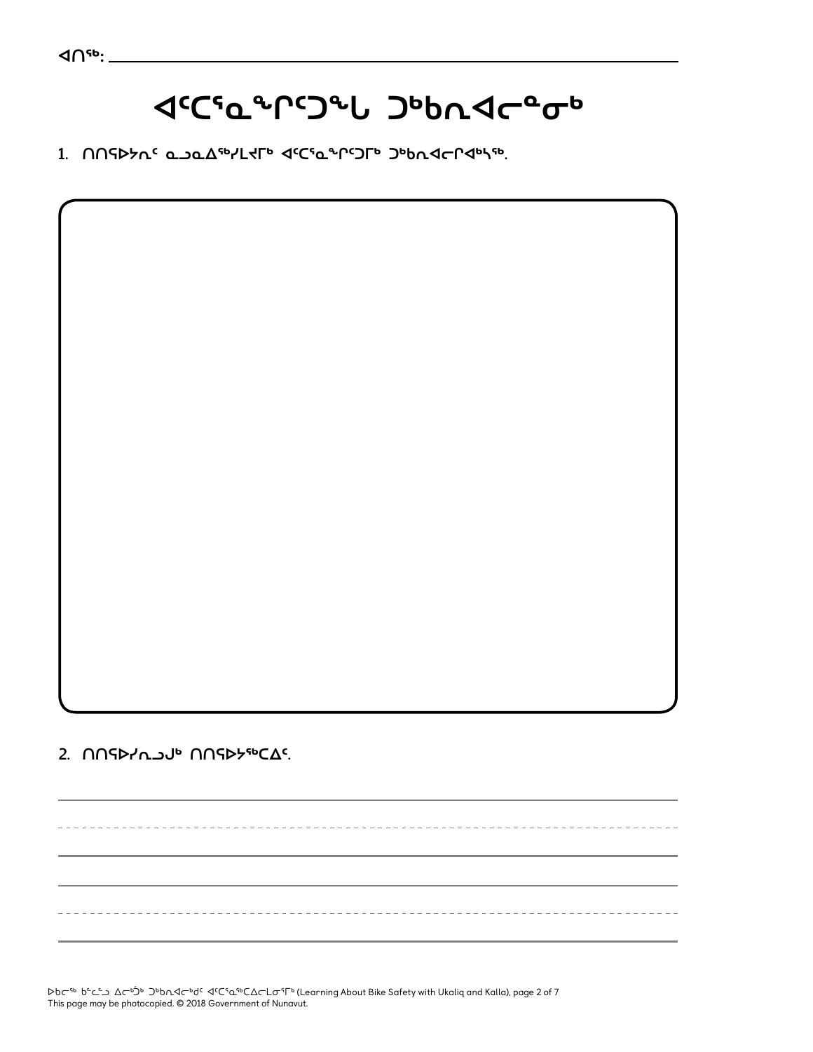ᐊᑎᖅ: ______________________________

# ᐊᑦᑕᕐᓇᖏᑦᑐᖓ ᑐᒃᑲᕆᐊᓕᓐᓂᒃ

1. ᑎᑎᕐᐅᔭᕆᑦ ᓇᓗᓇᐃᖅᓯᒪᔪᒥᒃ ᐊᑦᑕᕐᓇᖏᑦᑐᒥᒃ ᑐᒃᑲᕆᐊᓕᒋᐊᒃᓴᖅ.

2. ᑎᑎᕐᐅᓯᕆᓗᒍ ᑎᑎᕐᐅᔭᖅᑕᐃᑦ.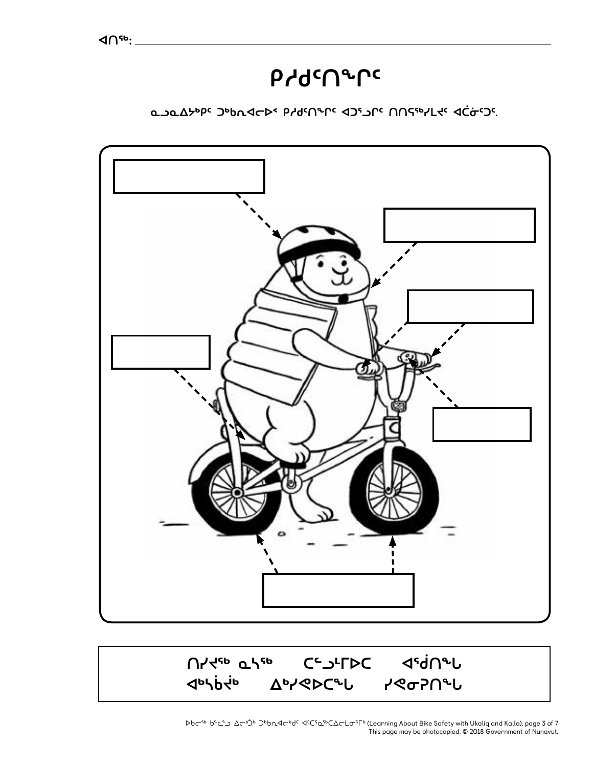ᐊᑎᖅ: ______________________________

# ᕿᓯᑯᑦᑎᖕᒋᑦ

ᓇᓗᓇᐃᔭᒃᑭᑦ ᑐᒃᑲᕆᐊᓕᐅᑉ ᕿᓯᑯᑦᑎᖕᒋᑦ ᐊᑐᕐᓗᒋᑦ ᑎᑎᕋᖅᓯᒪᔪᑦ ᐊᑖᓂᑦᑐᑦ.

ᑎᓯᐊᖅ ᓇᓴᖅ ᑕᑦᑐᒻᒥᐅᑕ ᐊᕐᑰᑎᖓ
ᐊᒃᓴᑳᕚᒃ ᐃᒃᓯᕙᐅᑕᖓ ᓯᕙᓂᕈᑎᖓ

ᐅᑲᓕᖅ ᑳᓪᓚᓗ ᐃᓕᒃᑑᒃ ᑐᒃᑲᕆᐊᓕᒃᑯᑦ ᐊᑦᑕᕐᓇᖅᑕᐃᓕᒪᓂᕐᒥᒃ (Learning About Bike Safety with Ukaliq and Kalla), page 3 of 7
This page may be photocopied. © 2018 Government of Nunavut.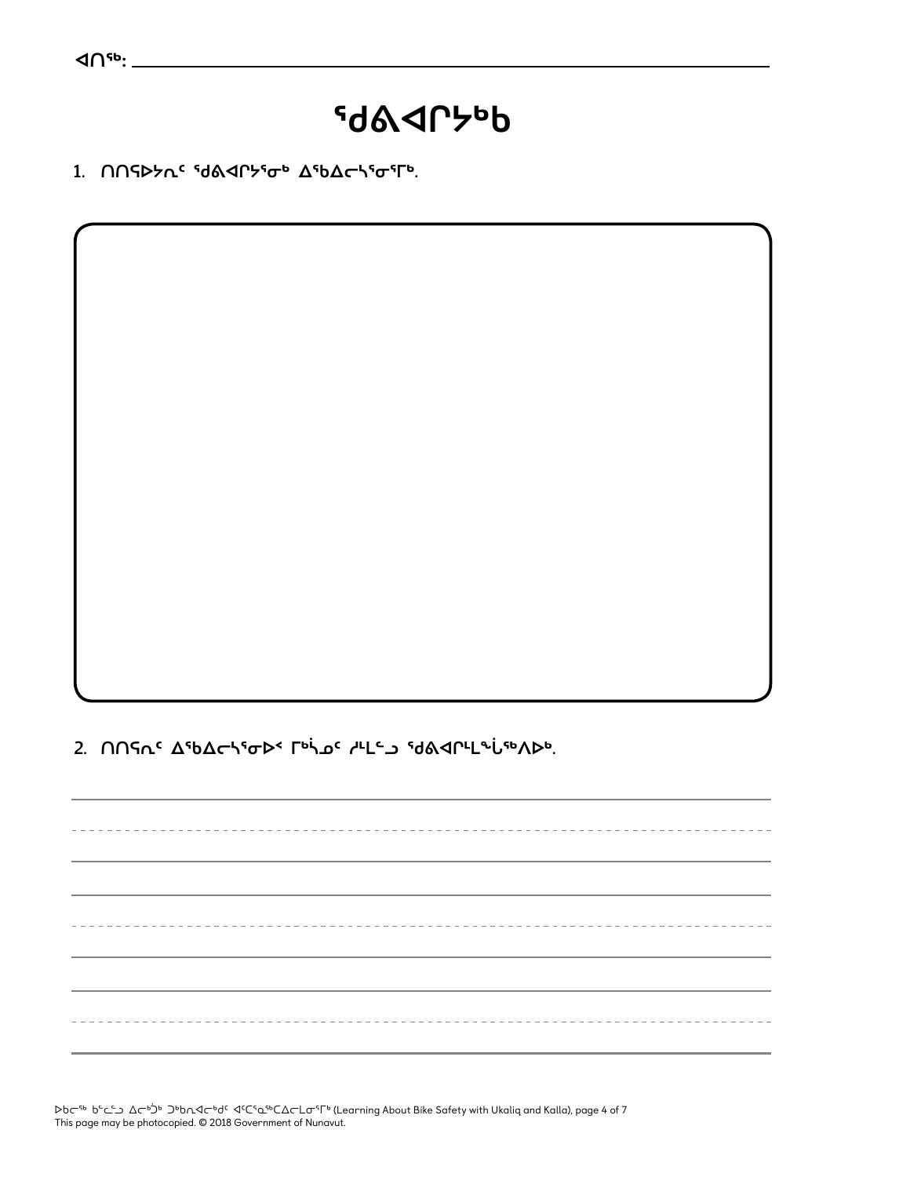ᐊᑎᖅ: ______________________________

# ᖁᕕᐊᑦᓯᔭᒃᑲ

1. ᑎᑎᕋᐅᔭᕆᑦ ᖁᕕᐊᑦᓯᔪᕐᓂᒃ ᐃᖃᐃᓕᔅᓂᕐᒥᒃ.

2. ᑎᑎᕋᕆᑦ ᐃᖃᐃᓕᔅᓂᐅᑉ ᒥᒃᓵᓄᑦ ᓱᒻᒪᑦ ᖁᕕᐊᑦᓯᒻᒪᖔᖅᐱᐅᒃ.

_______________________________________________

_______________________________________________

_______________________________________________

ᐅᑲᓕᖅ ᑲᓪᓚᓗ ᐃᓕᒃᑑᒃ ᑐᒃᑕᐃᓕᒃᑯᑦ ᐊᑦᑕᕐᓇᖅᑕᐃᓕᒪᓂᕐᒥᒃ (Learning About Bike Safety with Ukaliq and Kalla), page 4 of 7
This page may be photocopied. © 2018 Government of Nunavut.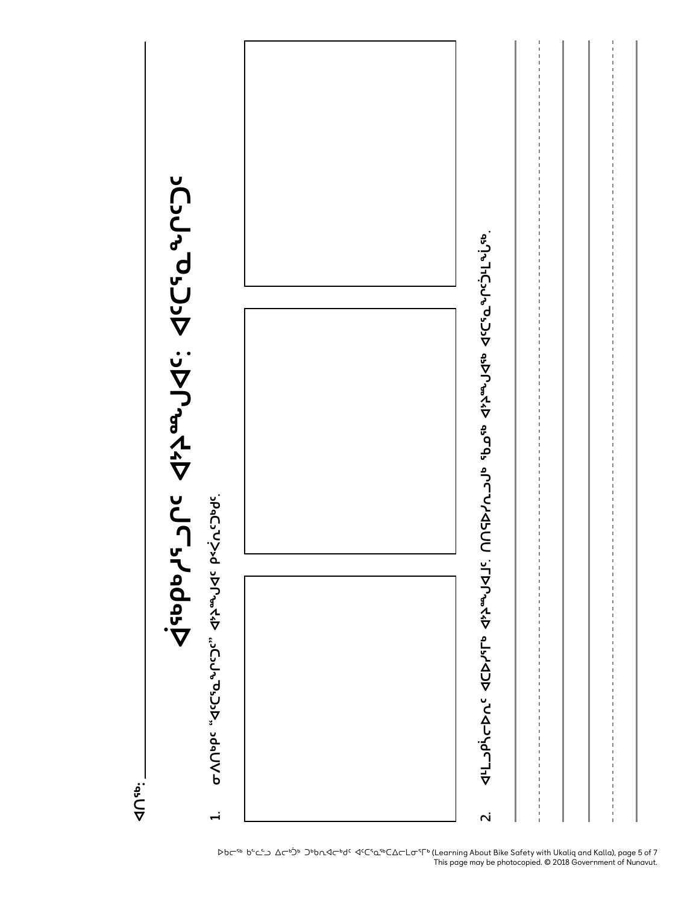ᐊᑎᖅ: ____________________

# ᐋᖅᑭᒃᓯᖅᓱᑎᑦ ᐊᔾᔨᙳᐊᑦ: ᐊᑦᑕᕐᓇᖏᑦᑐᓂᒃ ᑐᑭᓯᓂᖅ ᐊᑦᑕᕐᓇᖏᑦᑐᑦ

1. ᓂᐱᑎᒃᑯᑦ "ᐊᑦᑕᕐᓇᖏᑦᑐᑦ" ᐊᔾᔨᙳᐊᑦ ᑮᓵᓇᑦᑐᒃᑯᑦ.

2. ᐊᒻᒪᓗᒃᓵᓕᐅᕆᑦ ᐊᑕᐅᓯᕐᒥᒃ ᐊᔾᔨᙳᐊᒧᑦ. ᑎᑎᕋᐅᓯᕆᓗᒋᑦ ᖃᓄᖅ ᐊᔾᔨᙳᐊᖅ ᐊᑦᑕᕐᓇᖏᑦᑐᒪᖔᖅ.

________________________________________

________________________________________

________________________________________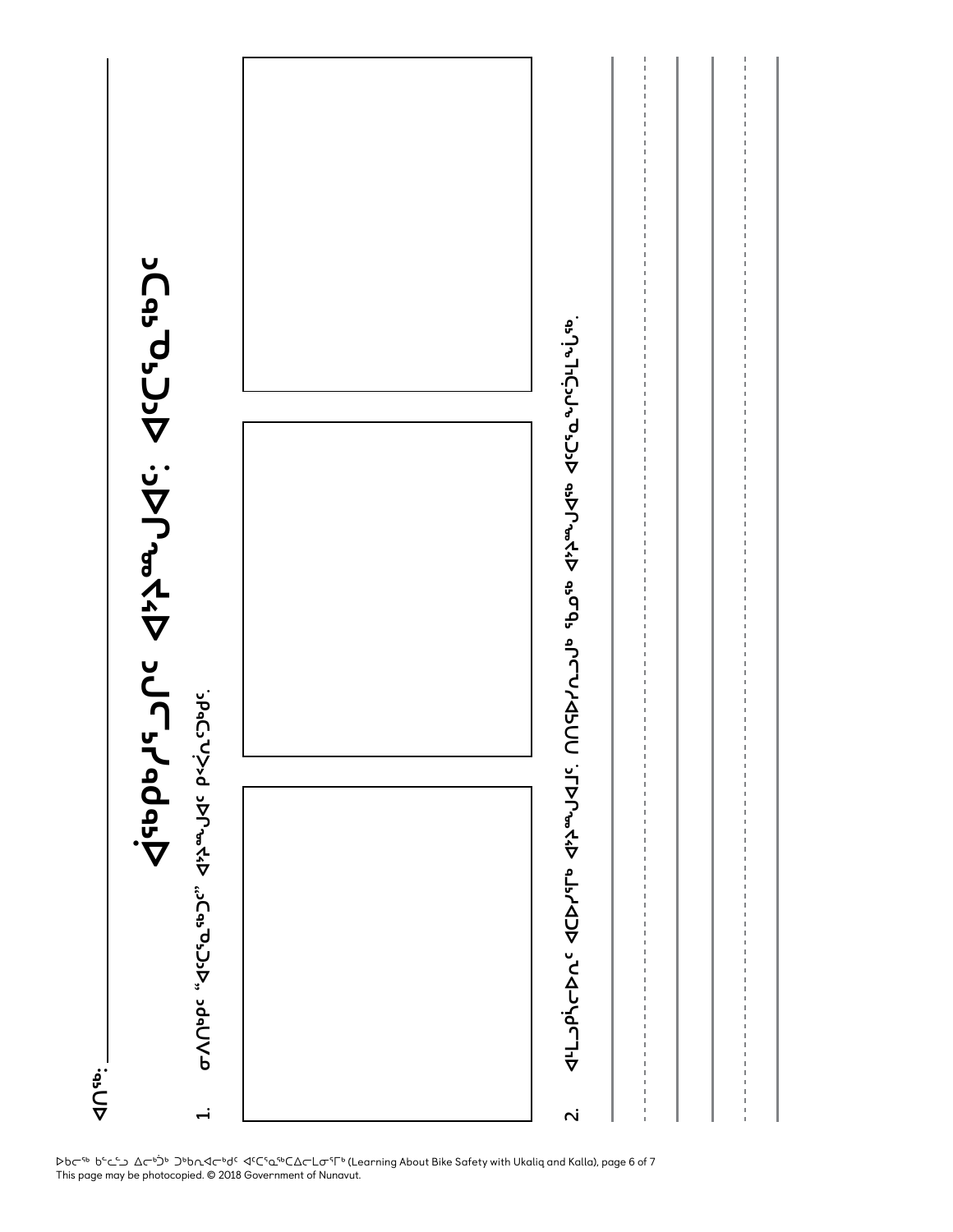ᐊᑎᖅ: ___________

# ᐋᖅᑮᓯᕐᓗᑎᑦ ᐊᔾᔨᙳᐊᑦ: ᐊᑦᑕᕐᓇᖅᑐᑦ

1. ᓂᐱᑎᒃᐸᑦ "ᐊᑦᑕᕐᓇᖅᑐᑦ" ᐊᔾᔨᙳᐊᑦ ᑮᓪᓂᑐᖃᑦ.

2. ᐊᒻᒪᓗᒃᑮᓯᓕᐅᕆᑦ ᐊᑕᐅᓯᕐᒥᒃ ᐊᔾᔨᙳᐊᒧᑦ. ᑎᑎᖅᐅᓯᕆᓗᒃ ᖃᓄᖅ ᐊᔾᔨᙳᐊᖅ ᐊᑦᑕᕐᓇᖏᑦᑐᒪᙵᖅ.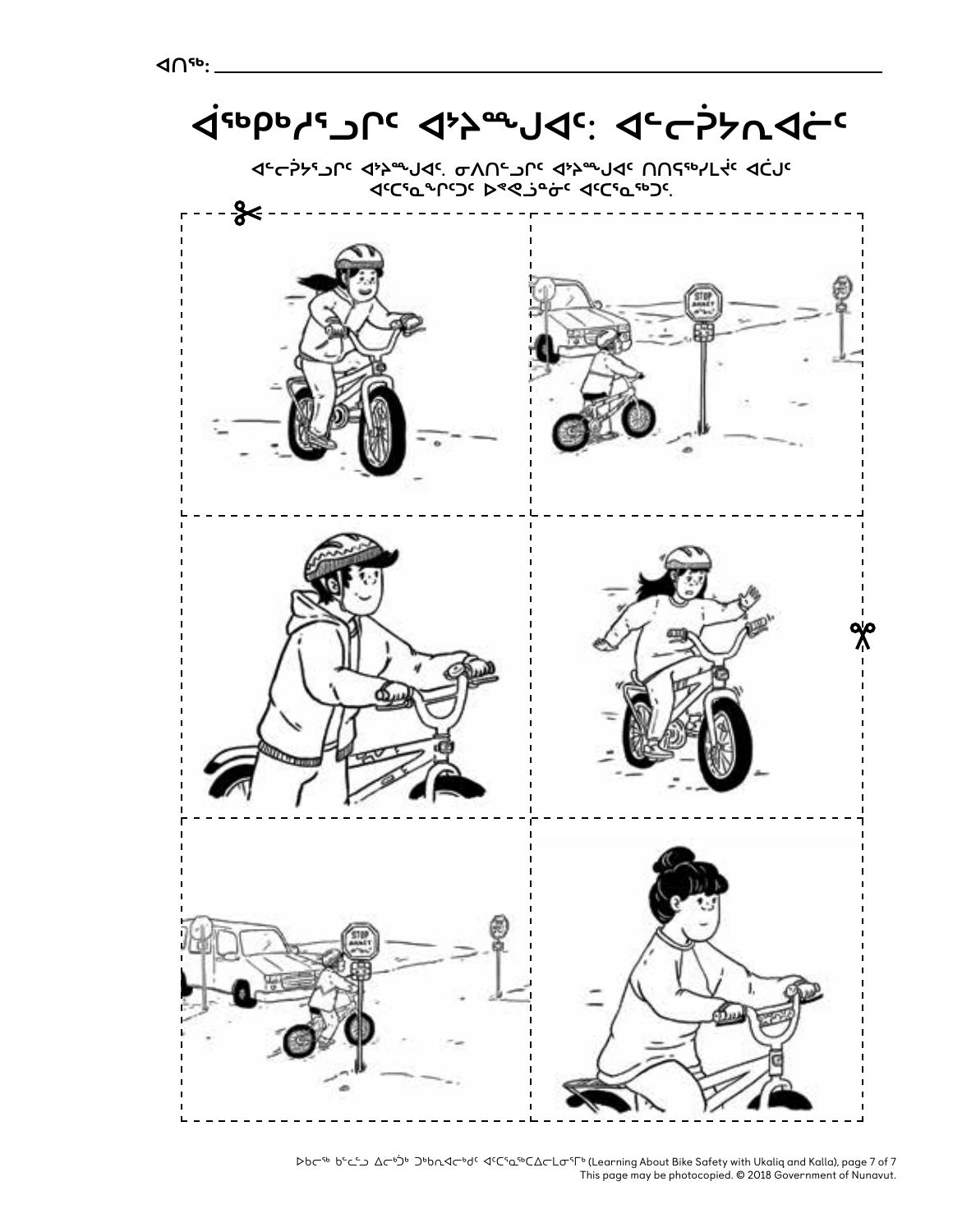ᐊᑎᖅ: ____________________

# ᐋᖅᑭᒃᓱᕐᓗᒋᑦ ᐊᔾᔨᖑᐊᑦ: ᐊᓪᓚᕿᔭᓇᐊᓖᑦ

ᐊᓪᓚᕿᔭᕐᓗᒋᑦ ᐊᔾᔨᖑᐊᑦ. ᓂᐱᑎᓪᓗᒋᑦ ᐊᔾᔨᖑᐊᑦ ᑎᑎᕋᖅᓯᒪᔫᑦ ᐊᑖᒍᑦ ᐊᑦᑕᕐᓇᙱᑦᑐᑦ ᐅᕝᕙᓘᓐᓃᑦ ᐊᑦᑕᕐᓇᖅᑐᑦ.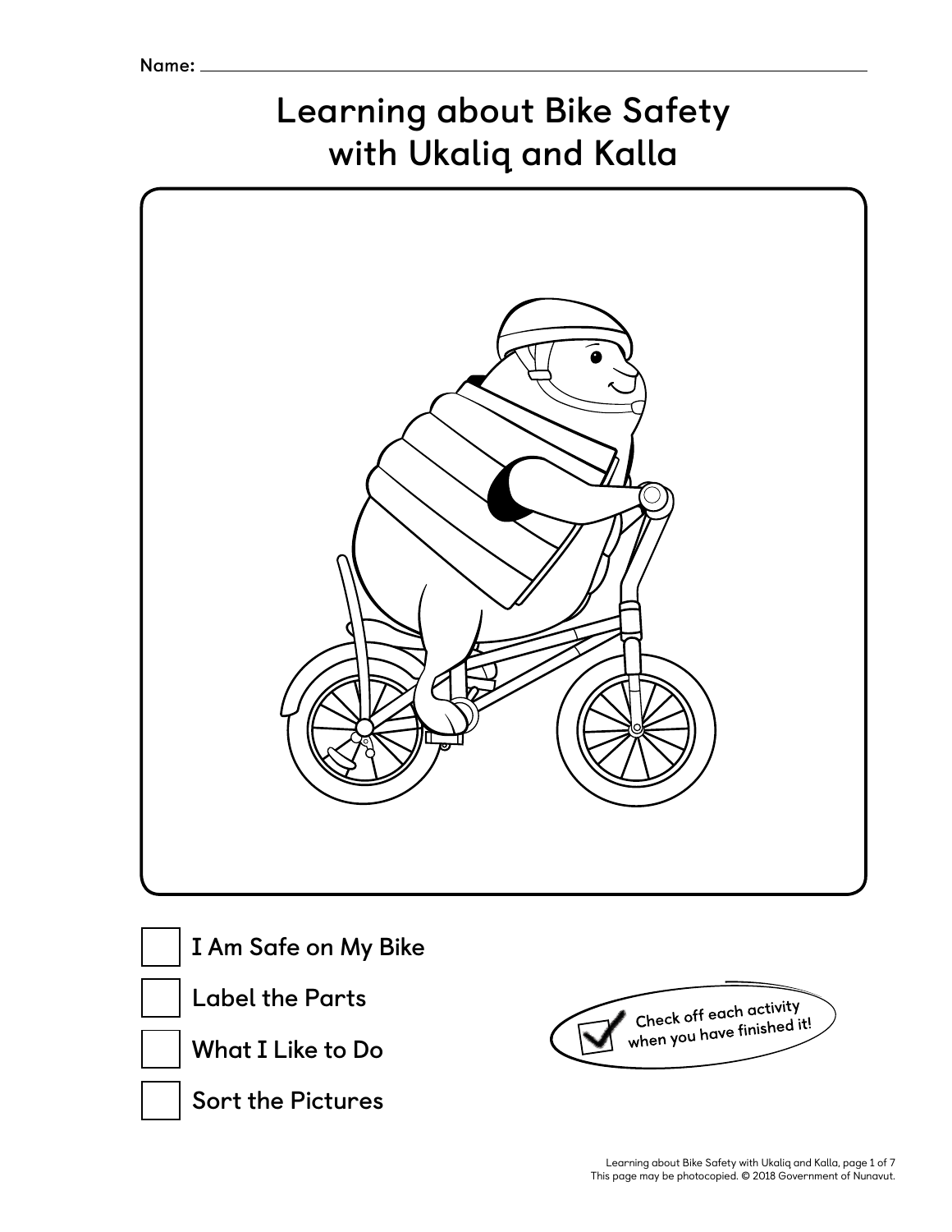Name: ______________________________

# Learning about Bike Safety with Ukaliq and Kalla

- [ ] I Am Safe on My Bike
- [ ] Label the Parts
- [ ] What I Like to Do
- [ ] Sort the Pictures

Check off each activity when you have finished it!

This page may be photocopied. © 2018 Government of Nunavut.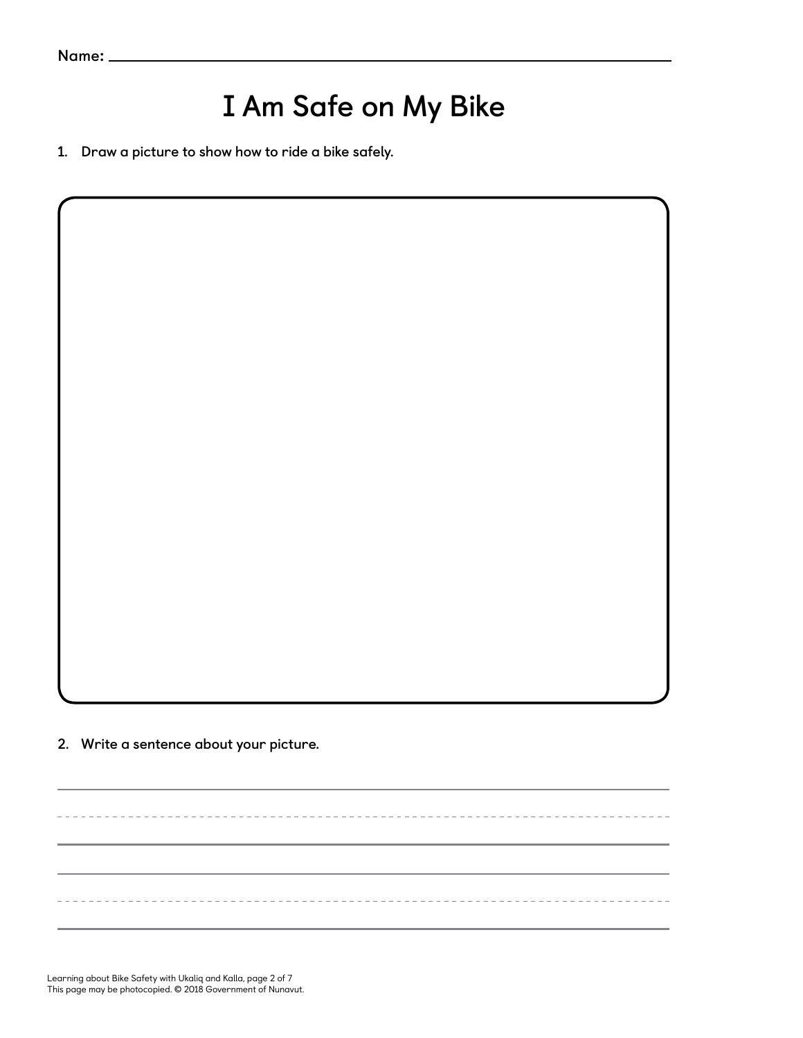Name: ______________________________

# I Am Safe on My Bike

1. **Draw a picture to show how to ride a bike safely.**

2. **Write a sentence about your picture.**

______________________________

______________________________

Learning about Bike Safety with Ukaliq and Kalla, page 2 of 7
This page may be photocopied. © 2018 Government of Nunavut.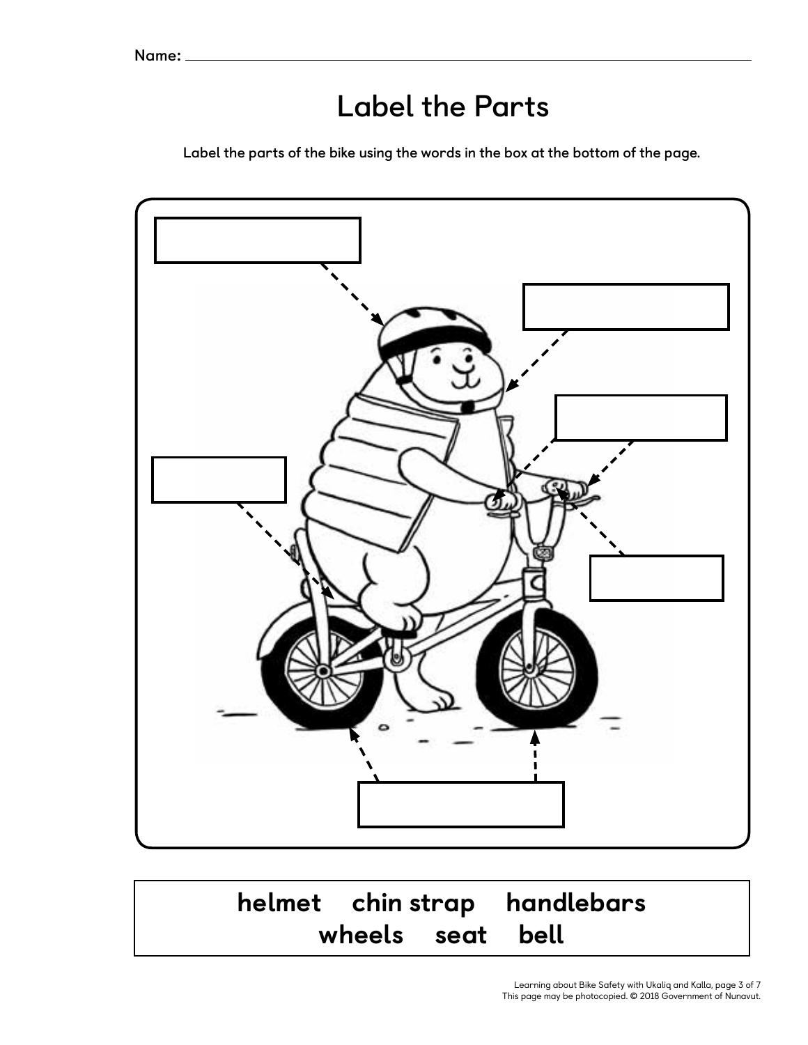Name: ______________________________

# Label the Parts

Label the parts of the bike using the words in the box at the bottom of the page.

**helmet    chin strap    handlebars**
**wheels    seat    bell**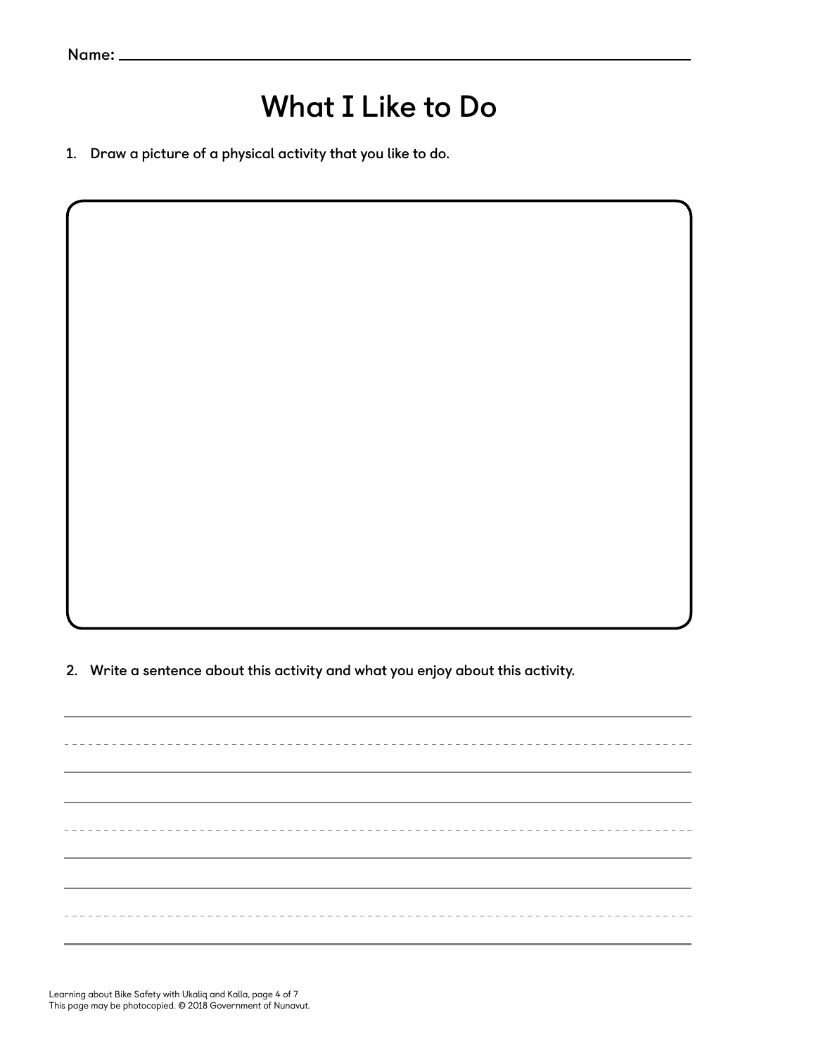Name: ______________________________________________

# What I Like to Do

1. Draw a picture of a physical activity that you like to do.

2. Write a sentence about this activity and what you enjoy about this activity.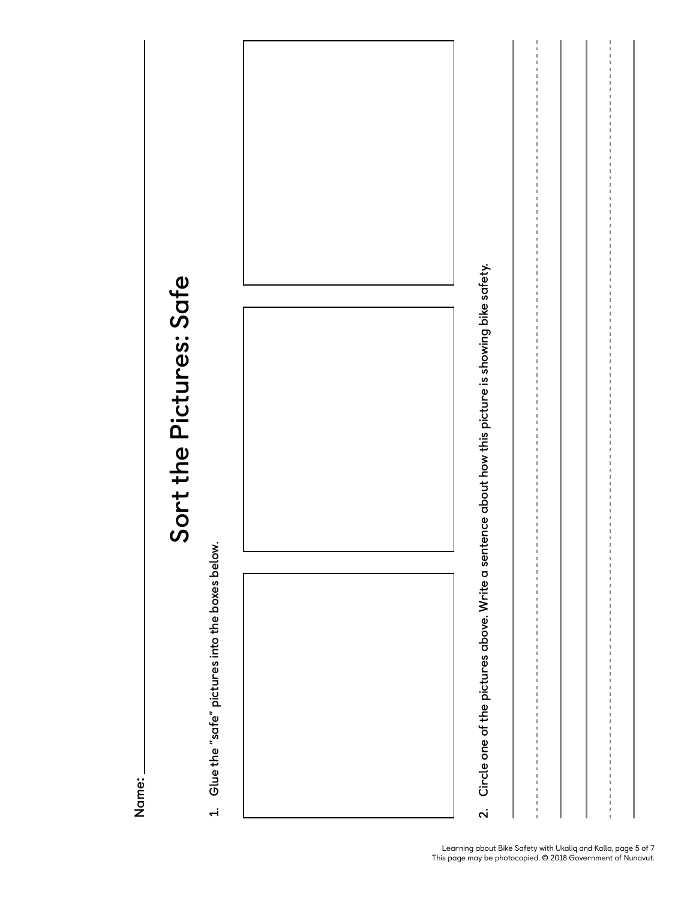Name: ___________________________

# Sort the Pictures: Safe

1. Glue the "safe" pictures into the boxes below.

2. Circle one of the pictures above. Write a sentence about how this picture is showing bike safety.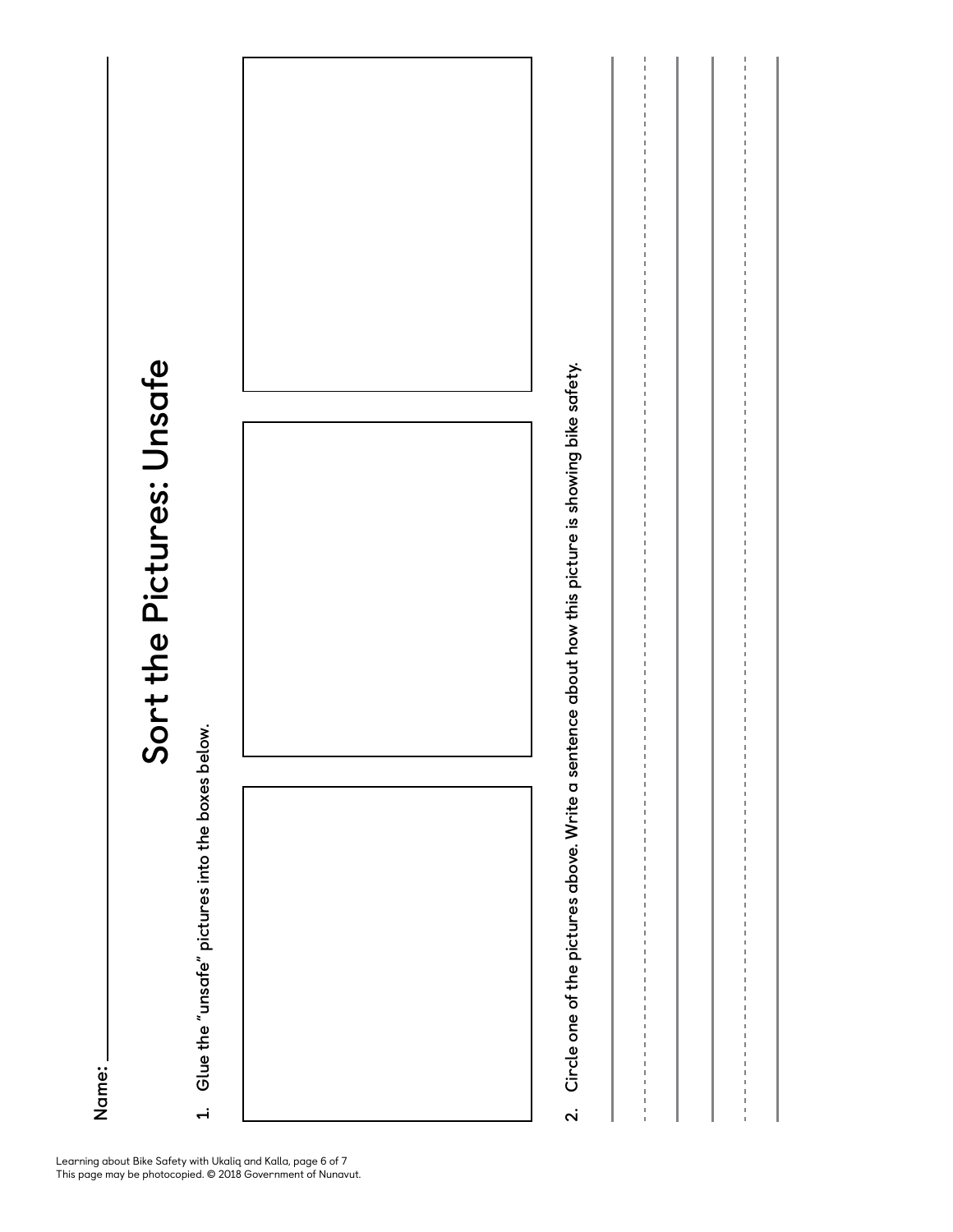Name: ______________________

# Sort the Pictures: Unsafe

1. Glue the "unsafe" pictures into the boxes below.

2. Circle one of the pictures above. Write a sentence about how this picture is showing bike safety.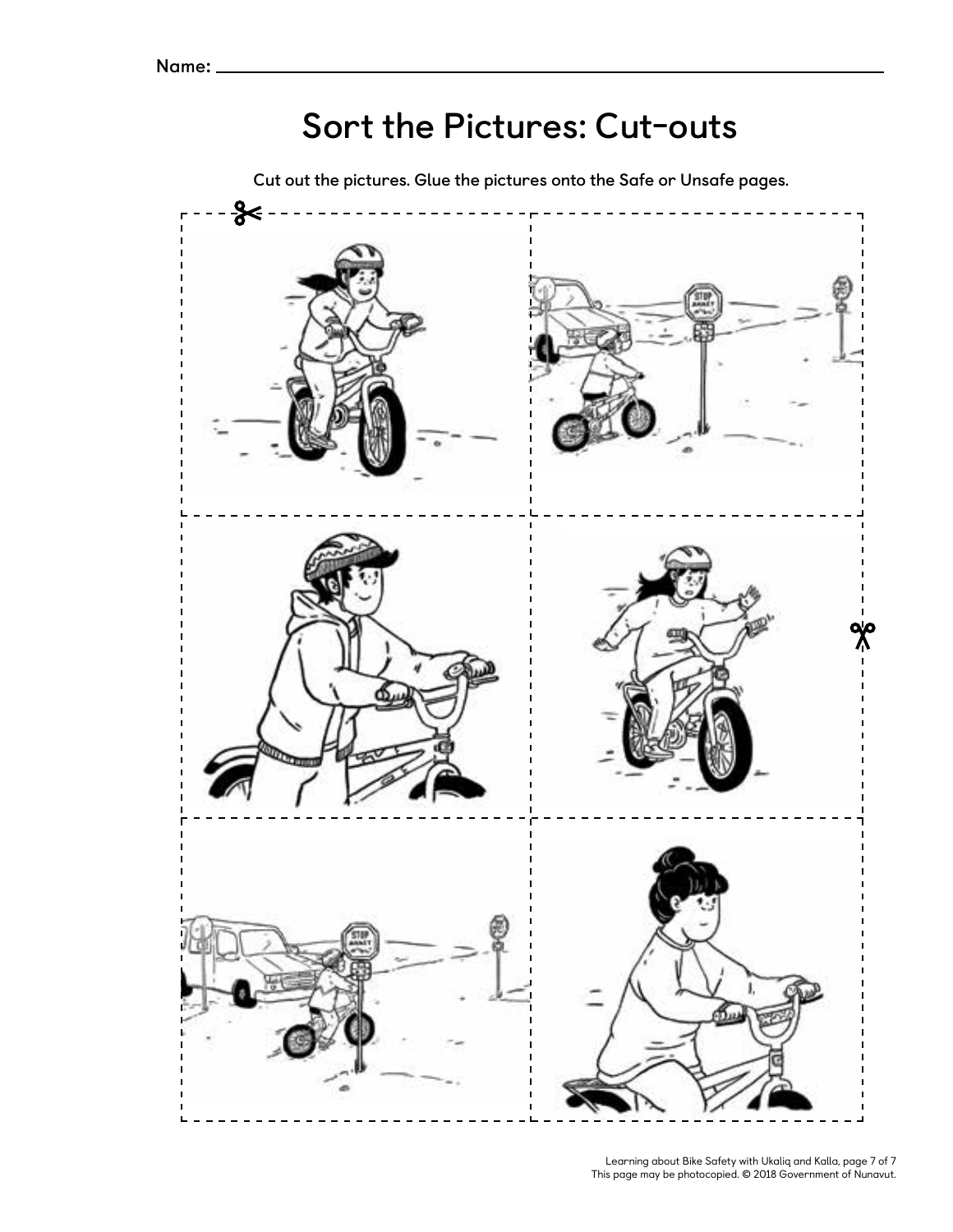Name: \_\_\_\_\_\_\_\_\_\_\_\_\_\_\_\_\_\_\_\_\_\_\_\_\_\_\_\_\_\_\_\_

# Sort the Pictures: Cut-outs

**Cut out the pictures. Glue the pictures onto the Safe or Unsafe pages.**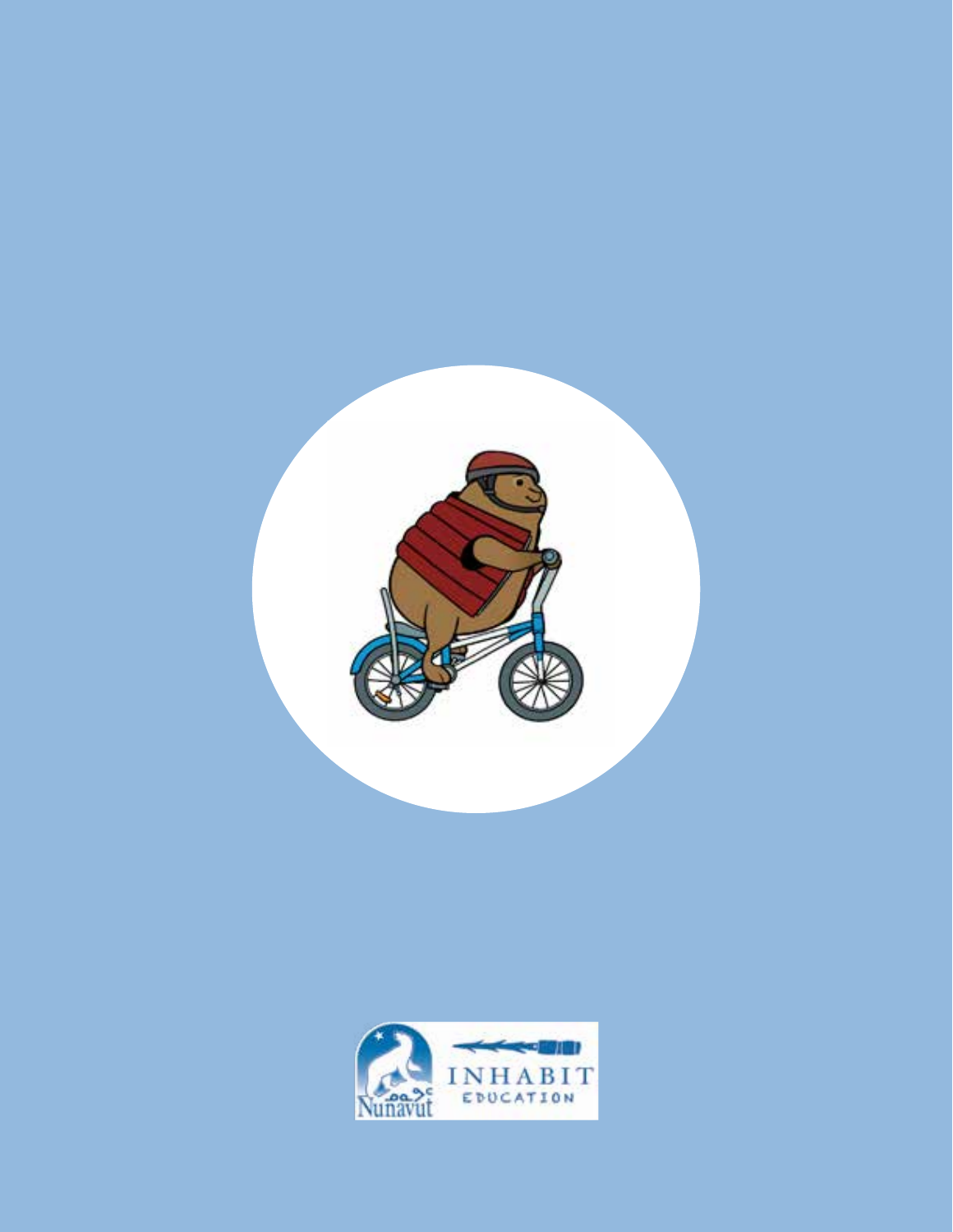Nunavut

INHABIT EDUCATION